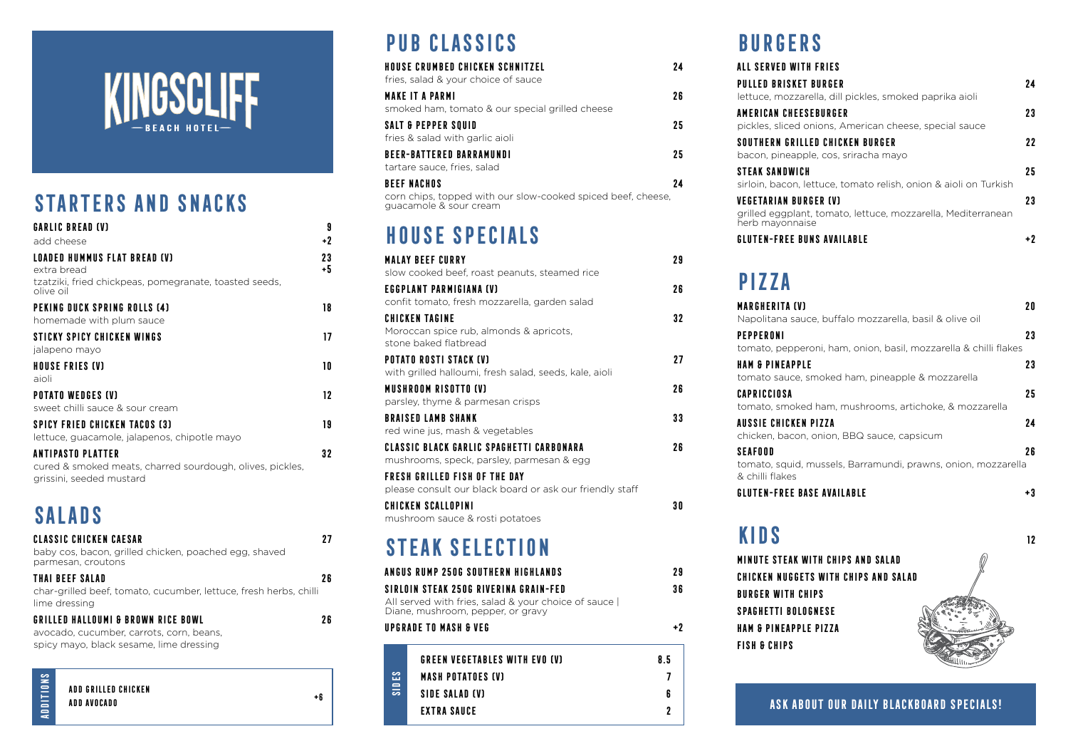# KINGSCLIFF

BEACH HOTEL

## STARTERS AND SNACKS

**GARLIC BREAD (V)** 9
add cheese +2

**LOADED HUMMUS FLAT BREAD (V)** 23
extra bread +5
tzatziki, fried chickpeas, pomegranate, toasted seeds, olive oil

**PEKING DUCK SPRING ROLLS (4)** 18
homemade with plum sauce

**STICKY SPICY CHICKEN WINGS** 17
jalapeno mayo

**HOUSE FRIES (V)** 10
aioli

**POTATO WEDGES (V)** 12
sweet chilli sauce & sour cream

**SPICY FRIED CHICKEN TACOS (3)** 19
lettuce, guacamole, jalapenos, chipotle mayo

**ANTIPASTO PLATTER** 32
cured & smoked meats, charred sourdough, olives, pickles, grissini, seeded mustard

## SALADS

**CLASSIC CHICKEN CAESAR** 27
baby cos, bacon, grilled chicken, poached egg, shaved parmesan, croutons

**THAI BEEF SALAD** 26
char-grilled beef, tomato, cucumber, lettuce, fresh herbs, chilli lime dressing

**GRILLED HALLOUMI & BROWN RICE BOWL** 26
avocado, cucumber, carrots, corn, beans, spicy mayo, black sesame, lime dressing

### ADDITIONS

ADD GRILLED CHICKEN
ADD AVOCADO
+6

## PUB CLASSICS

**HOUSE CRUMBED CHICKEN SCHNITZEL** 24
fries, salad & your choice of sauce

**MAKE IT A PARMI** 26
smoked ham, tomato & our special grilled cheese

**SALT & PEPPER SQUID** 25
fries & salad with garlic aioli

**BEER-BATTERED BARRAMUNDI** 25
tartare sauce, fries, salad

**BEEF NACHOS** 24
corn chips, topped with our slow-cooked spiced beef, cheese, guacamole & sour cream

## HOUSE SPECIALS

**MALAY BEEF CURRY** 29
slow cooked beef, roast peanuts, steamed rice

**EGGPLANT PARMIGIANA (V)** 26
confit tomato, fresh mozzarella, garden salad

**CHICKEN TAGINE** 32
Moroccan spice rub, almonds & apricots, stone baked flatbread

**POTATO ROSTI STACK (V)** 27
with grilled halloumi, fresh salad, seeds, kale, aioli

**MUSHROOM RISOTTO (V)** 26
parsley, thyme & parmesan crisps

**BRAISED LAMB SHANK** 33
red wine jus, mash & vegetables

**CLASSIC BLACK GARLIC SPAGHETTI CARBONARA** 26
mushrooms, speck, parsley, parmesan & egg

**FRESH GRILLED FISH OF THE DAY**
please consult our black board or ask our friendly staff

**CHICKEN SCALLOPINI** 30
mushroom sauce & rosti potatoes

## STEAK SELECTION

**ANGUS RUMP 250G SOUTHERN HIGHLANDS** 29

**SIRLOIN STEAK 250G RIVERINA GRAIN-FED** 36
All served with fries, salad & your choice of sauce | Diane, mushroom, pepper, or gravy

**UPGRADE TO MASH & VEG** +2

### SIDES

| | |
|---|---|
| GREEN VEGETABLES WITH EVO (V) | 8.5 |
| MASH POTATOES (V) | 7 |
| SIDE SALAD (V) | 6 |
| EXTRA SAUCE | 2 |

## BURGERS

**ALL SERVED WITH FRIES**

**PULLED BRISKET BURGER** 24
lettuce, mozzarella, dill pickles, smoked paprika aioli

**AMERICAN CHEESEBURGER** 23
pickles, sliced onions, American cheese, special sauce

**SOUTHERN GRILLED CHICKEN BURGER** 22
bacon, pineapple, cos, sriracha mayo

**STEAK SANDWICH** 25
sirloin, bacon, lettuce, tomato relish, onion & aioli on Turkish

**VEGETARIAN BURGER (V)** 23
grilled eggplant, tomato, lettuce, mozzarella, Mediterranean herb mayonnaise

**GLUTEN-FREE BUNS AVAILABLE** +2

## PIZZA

**MARGHERITA (V)** 20
Napolitana sauce, buffalo mozzarella, basil & olive oil

**PEPPERONI** 23
tomato, pepperoni, ham, onion, basil, mozzarella & chilli flakes

**HAM & PINEAPPLE** 23
tomato sauce, smoked ham, pineapple & mozzarella

**CAPRICCIOSA** 25
tomato, smoked ham, mushrooms, artichoke, & mozzarella

**AUSSIE CHICKEN PIZZA** 24
chicken, bacon, onion, BBQ sauce, capsicum

**SEAFOOD** 26
tomato, squid, mussels, Barramundi, prawns, onion, mozzarella & chilli flakes

**GLUTEN-FREE BASE AVAILABLE** +3

## KIDS 12

- MINUTE STEAK WITH CHIPS AND SALAD
- CHICKEN NUGGETS WITH CHIPS AND SALAD
- BURGER WITH CHIPS
- SPAGHETTI BOLOGNESE
- HAM & PINEAPPLE PIZZA
- FISH & CHIPS

**ASK ABOUT OUR DAILY BLACKBOARD SPECIALS!**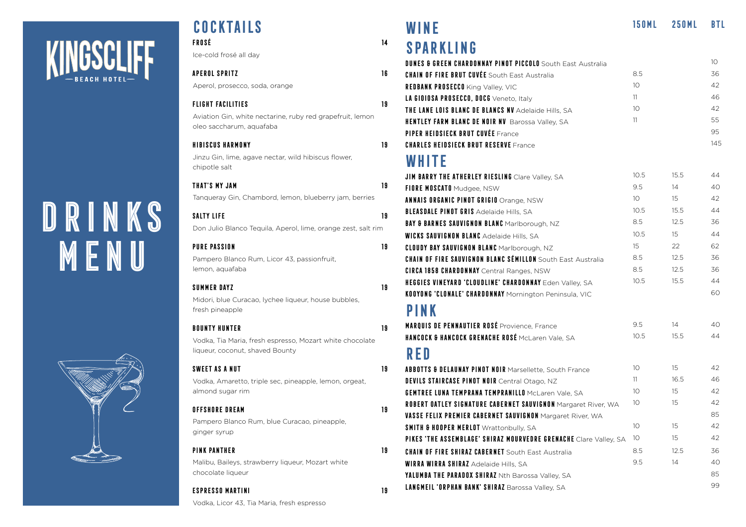# KINGSCLIFF

BEACH HOTEL

# DRINKS MENU

## COCKTAILS

**FROSÉ** 14

Ice-cold frosé all day

**APEROL SPRITZ** 16

Aperol, prosecco, soda, orange

**FLIGHT FACILITIES** 19

Aviation Gin, white nectarine, ruby red grapefruit, lemon oleo saccharum, aquafaba

**HIBISCUS HARMONY** 19

Jinzu Gin, lime, agave nectar, wild hibiscus flower, chipotle salt

**THAT'S MY JAM** 19

Tanqueray Gin, Chambord, lemon, blueberry jam, berries

**SALTY LIFE** 19

Don Julio Blanco Tequila, Aperol, lime, orange zest, salt rim

**PURE PASSION** 19

Pampero Blanco Rum, Licor 43, passionfruit, lemon, aquafaba

**SUMMER DAYZ** 19

Midori, blue Curacao, lychee liqueur, house bubbles, fresh pineapple

**BOUNTY HUNTER** 19

Vodka, Tia Maria, fresh espresso, Mozart white chocolate liqueur, coconut, shaved Bounty

**SWEET AS A NUT** 19

Vodka, Amaretto, triple sec, pineapple, lemon, orgeat, almond sugar rim

**OFFSHORE DREAM** 19

Pampero Blanco Rum, blue Curacao, pineapple, ginger syrup

**PINK PANTHER** 19

Malibu, Baileys, strawberry liqueur, Mozart white chocolate liqueur

**ESPRESSO MARTINI** 19

Vodka, Licor 43, Tia Maria, fresh espresso

## WINE

### SPARKLING

| | 150ML | 250ML | BTL |
|---|---|---|---|
| **DUNES & GREEN CHARDONNAY PINOT PICCOLO** South East Australia | | | 10 |
| **CHAIN OF FIRE BRUT CUVÉE** South East Australia | 8.5 | | 36 |
| **REDBANK PROSECCO** King Valley, VIC | 10 | | 42 |
| **LA GIOIOSA PROSECCO, DOCG** Veneto, Italy | 11 | | 46 |
| **THE LANE LOIS BLANC DE BLANCS NV** Adelaide Hills, SA | 10 | | 42 |
| **HENTLEY FARM BLANC DE NOIR NV** Barossa Valley, SA | 11 | | 55 |
| **PIPER HEIDSIECK BRUT CUVÉE** France | | | 95 |
| **CHARLES HEIDSIECK BRUT RESERVE** France | | | 145 |

### WHITE

| | 150ML | 250ML | BTL |
|---|---|---|---|
| **JIM BARRY THE ATHERLEY RIESLING** Clare Valley, SA | 10.5 | 15.5 | 44 |
| **FIORE MOSCATO** Mudgee, NSW | 9.5 | 14 | 40 |
| **ANNAIS ORGANIC PINOT GRIGIO** Orange, NSW | 10 | 15 | 42 |
| **BLEASDALE PINOT GRIS** Adelaide Hills, SA | 10.5 | 15.5 | 44 |
| **BAY & BARNES SAUVIGNON BLANC** Marlborough, NZ | 8.5 | 12.5 | 36 |
| **WICKS SAUVIGNON BLANC** Adelaide Hills, SA | 10.5 | 15 | 44 |
| **CLOUDY BAY SAUVIGNON BLANC** Marlborough, NZ | 15 | 22 | 62 |
| **CHAIN OF FIRE SAUVIGNON BLANC SÉMILLON** South East Australia | 8.5 | 12.5 | 36 |
| **CIRCA 1858 CHARDONNAY** Central Ranges, NSW | 8.5 | 12.5 | 36 |
| **HEGGIES VINEYARD 'CLOUDLINE' CHARDONNAY** Eden Valley, SA | 10.5 | 15.5 | 44 |
| **KOOYONG 'CLONALE' CHARDONNAY** Mornington Peninsula, VIC | | | 60 |

### PINK

| | 150ML | 250ML | BTL |
|---|---|---|---|
| **MARQUIS DE PENNAUTIER ROSÉ** Provence, France | 9.5 | 14 | 40 |
| **HANCOCK & HANCOCK GRENACHE ROSÉ** McLaren Vale, SA | 10.5 | 15.5 | 44 |

### RED

| | 150ML | 250ML | BTL |
|---|---|---|---|
| **ABBOTTS & DELAUNAY PINOT NOIR** Marsellette, South France | 10 | 15 | 42 |
| **DEVILS STAIRCASE PINOT NOIR** Central Otago, NZ | 11 | 16.5 | 46 |
| **GEMTREE LUNA TEMPRANA TEMPRANILLO** McLaren Vale, SA | 10 | 15 | 42 |
| **ROBERT OATLEY SIGNATURE CABERNET SAUVIGNON** Margaret River, WA | 10 | 15 | 42 |
| **VASSE FELIX PREMIER CABERNET SAUVIGNON** Margaret River, WA | | | 85 |
| **SMITH & HOOPER MERLOT** Wrattonbully, SA | 10 | 15 | 42 |
| **PIKES 'THE ASSEMBLAGE' SHIRAZ MOURVEDRE GRENACHE** Clare Valley, SA | 10 | 15 | 42 |
| **CHAIN OF FIRE SHIRAZ CABERNET** South East Australia | 8.5 | 12.5 | 36 |
| **WIRRA WIRRA SHIRAZ** Adelaide Hills, SA | 9.5 | 14 | 40 |
| **YALUMBA THE PARADOX SHIRAZ** Nth Barossa Valley, SA | | | 85 |
| **LANGMEIL 'ORPHAN BANK' SHIRAZ** Barossa Valley, SA | | | 99 |